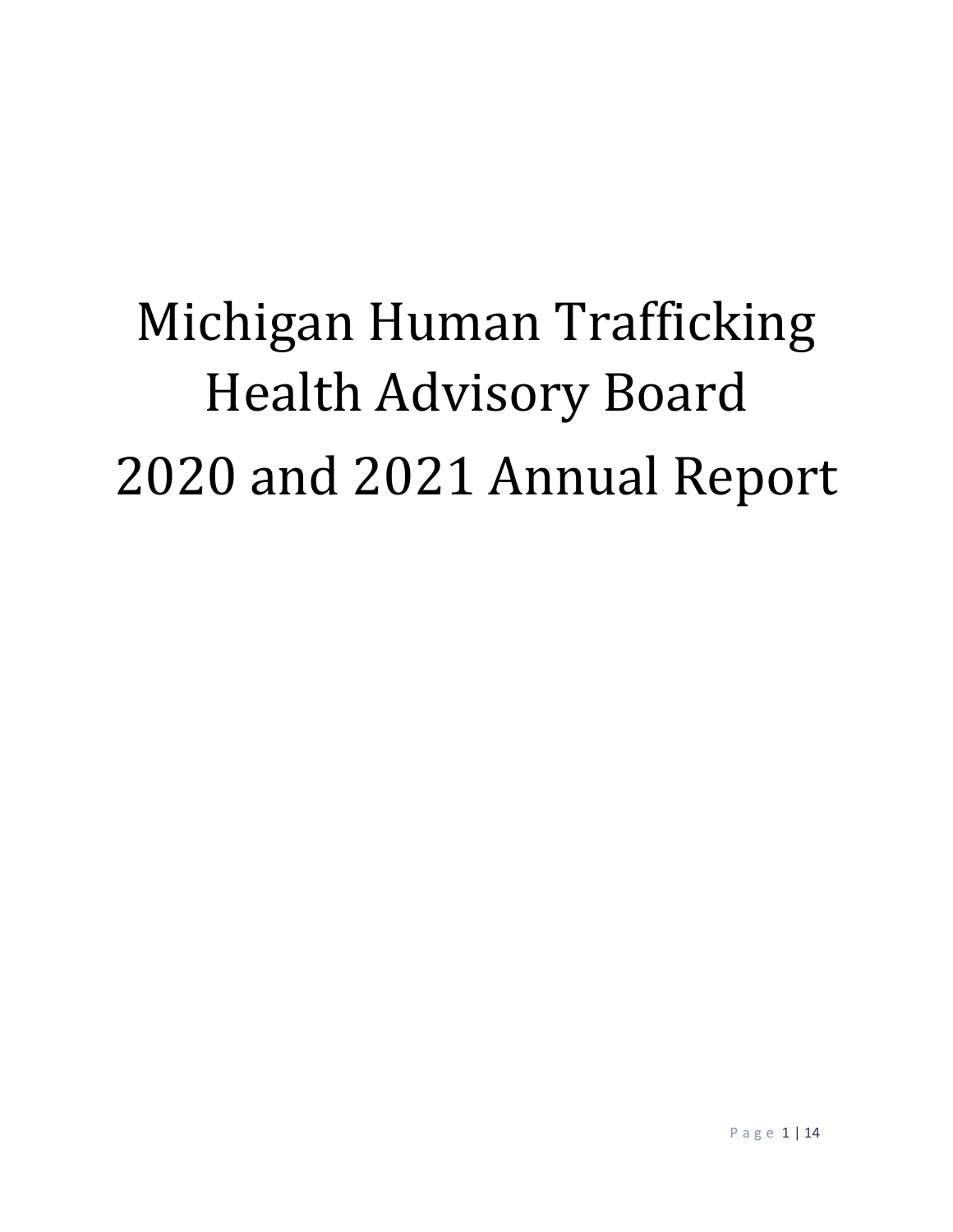# Michigan Human Trafficking Health Advisory Board 2020 and 2021 Annual Report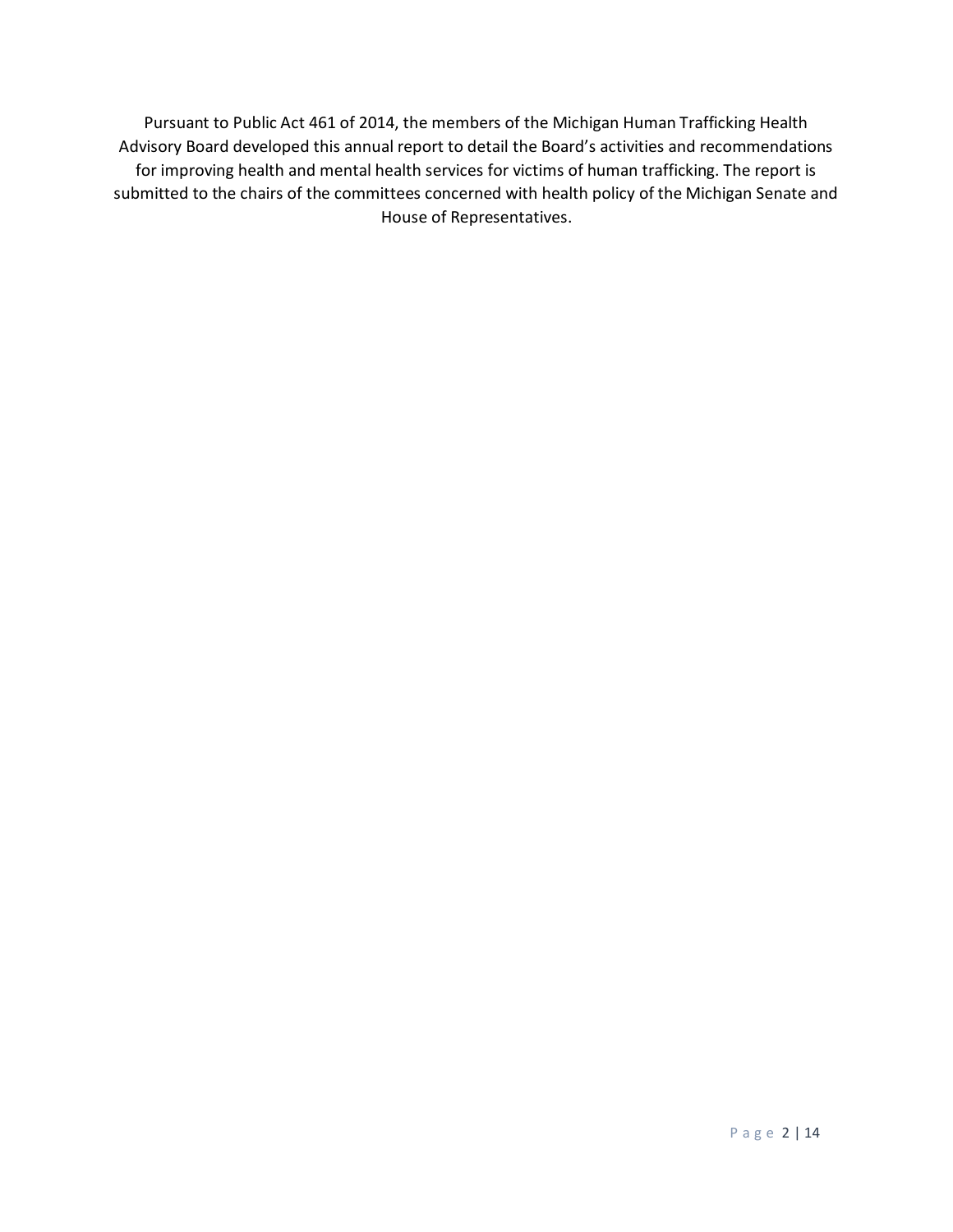Pursuant to Public Act 461 of 2014, the members of the Michigan Human Trafficking Health Advisory Board developed this annual report to detail the Board's activities and recommendations for improving health and mental health services for victims of human trafficking. The report is submitted to the chairs of the committees concerned with health policy of the Michigan Senate and House of Representatives.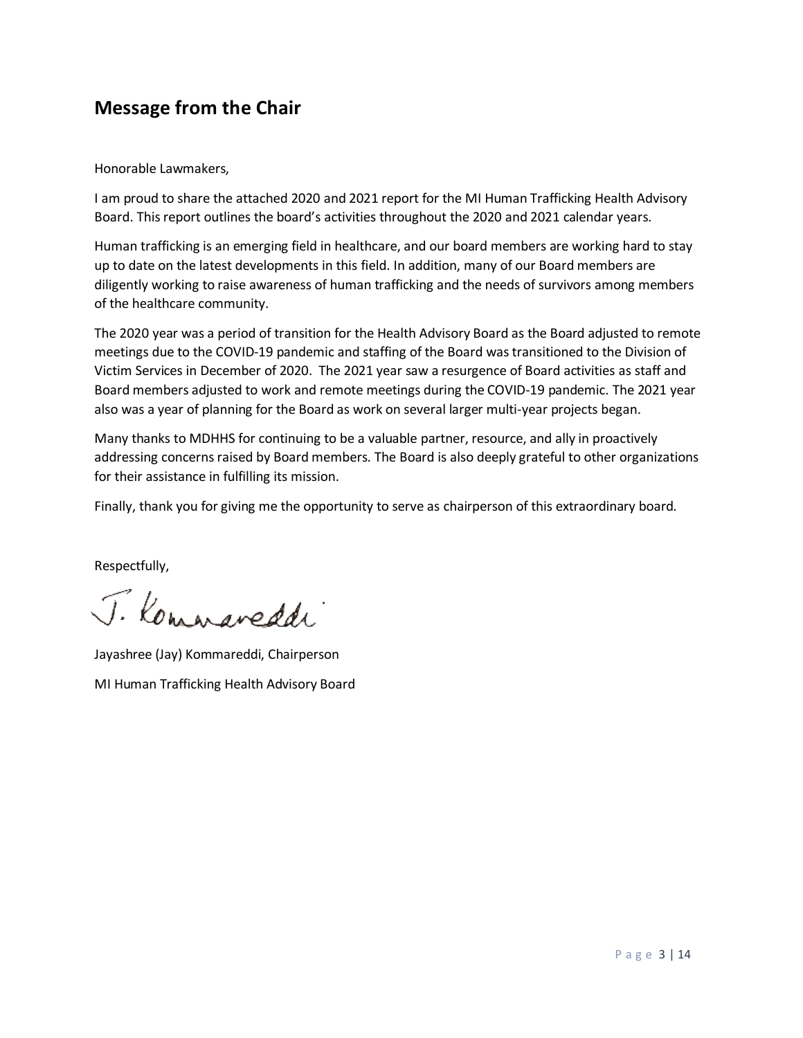## Message from the Chair

Honorable Lawmakers,

I am proud to share the attached 2020 and 2021 report for the MI Human Trafficking Health Advisory Board. This report outlines the board's activities throughout the 2020 and 2021 calendar years.

Human trafficking is an emerging field in healthcare, and our board members are working hard to stay up to date on the latest developments in this field. In addition, many of our Board members are diligently working to raise awareness of human trafficking and the needs of survivors among members of the healthcare community.

The 2020 year was a period of transition for the Health Advisory Board as the Board adjusted to remote meetings due to the COVID-19 pandemic and staffing of the Board was transitioned to the Division of Victim Services in December of 2020. The 2021 year saw a resurgence of Board activities as staff and Board members adjusted to work and remote meetings during the COVID-19 pandemic. The 2021 year also was a year of planning for the Board as work on several larger multi-year projects began.

Many thanks to MDHHS for continuing to be a valuable partner, resource, and ally in proactively addressing concerns raised by Board members. The Board is also deeply grateful to other organizations for their assistance in fulfilling its mission.

Finally, thank you for giving me the opportunity to serve as chairperson of this extraordinary board.

Respectfully,

J. Kommareddi

Jayashree (Jay) Kommareddi, Chairperson

MI Human Trafficking Health Advisory Board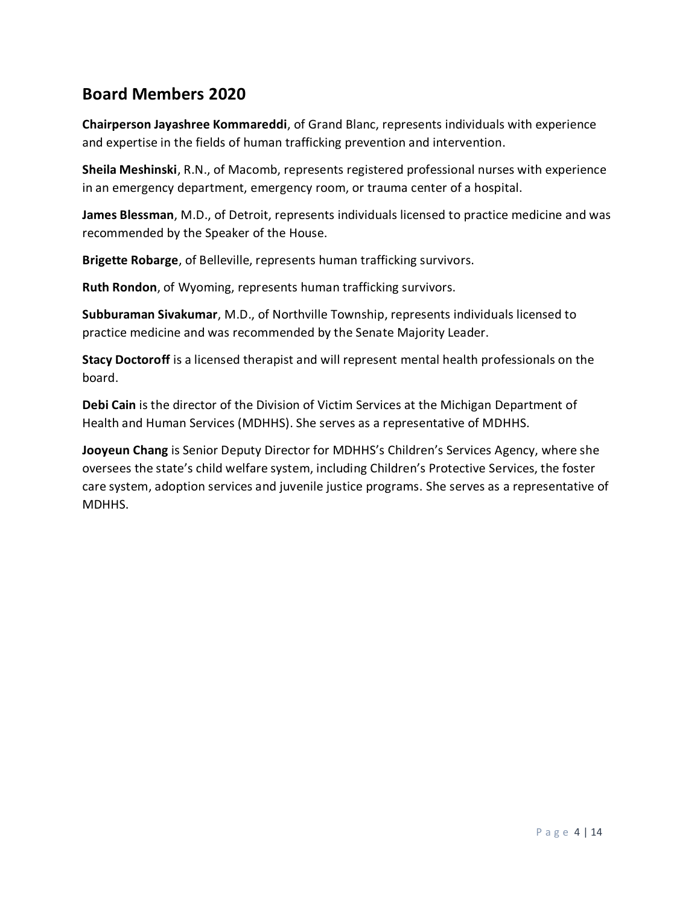## Board Members 2020

**Chairperson Jayashree Kommareddi**, of Grand Blanc, represents individuals with experience and expertise in the fields of human trafficking prevention and intervention.

**Sheila Meshinski**, R.N., of Macomb, represents registered professional nurses with experience in an emergency department, emergency room, or trauma center of a hospital.

**James Blessman**, M.D., of Detroit, represents individuals licensed to practice medicine and was recommended by the Speaker of the House.

**Brigette Robarge**, of Belleville, represents human trafficking survivors.

**Ruth Rondon**, of Wyoming, represents human trafficking survivors.

**Subburaman Sivakumar**, M.D., of Northville Township, represents individuals licensed to practice medicine and was recommended by the Senate Majority Leader.

**Stacy Doctoroff** is a licensed therapist and will represent mental health professionals on the board.

**Debi Cain** is the director of the Division of Victim Services at the Michigan Department of Health and Human Services (MDHHS). She serves as a representative of MDHHS.

**Jooyeun Chang** is Senior Deputy Director for MDHHS's Children's Services Agency, where she oversees the state's child welfare system, including Children's Protective Services, the foster care system, adoption services and juvenile justice programs. She serves as a representative of MDHHS.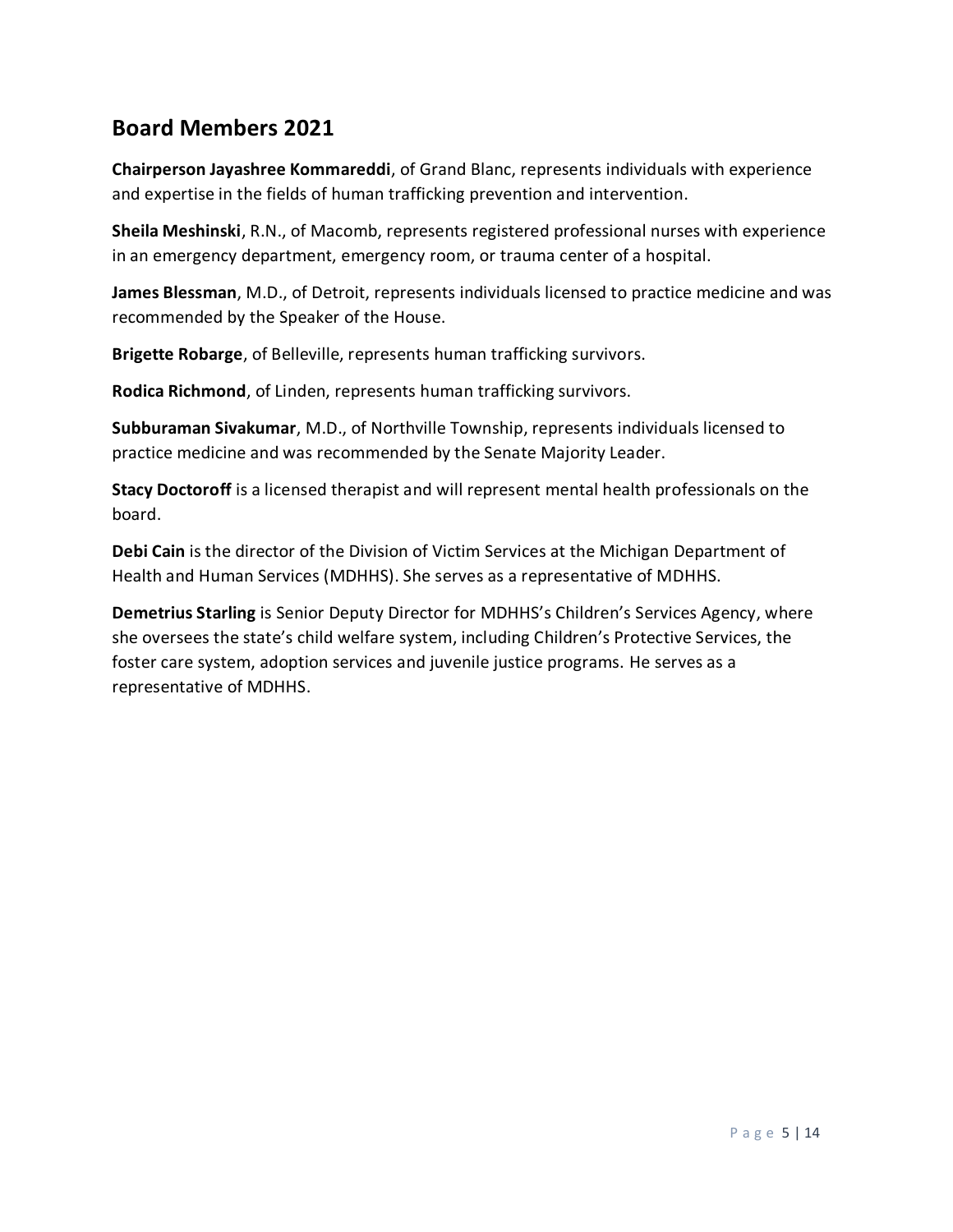## Board Members 2021

**Chairperson Jayashree Kommareddi**, of Grand Blanc, represents individuals with experience and expertise in the fields of human trafficking prevention and intervention.

**Sheila Meshinski**, R.N., of Macomb, represents registered professional nurses with experience in an emergency department, emergency room, or trauma center of a hospital.

**James Blessman**, M.D., of Detroit, represents individuals licensed to practice medicine and was recommended by the Speaker of the House.

**Brigette Robarge**, of Belleville, represents human trafficking survivors.

**Rodica Richmond**, of Linden, represents human trafficking survivors.

**Subburaman Sivakumar**, M.D., of Northville Township, represents individuals licensed to practice medicine and was recommended by the Senate Majority Leader.

**Stacy Doctoroff** is a licensed therapist and will represent mental health professionals on the board.

**Debi Cain** is the director of the Division of Victim Services at the Michigan Department of Health and Human Services (MDHHS). She serves as a representative of MDHHS.

**Demetrius Starling** is Senior Deputy Director for MDHHS's Children's Services Agency, where she oversees the state's child welfare system, including Children's Protective Services, the foster care system, adoption services and juvenile justice programs. He serves as a representative of MDHHS.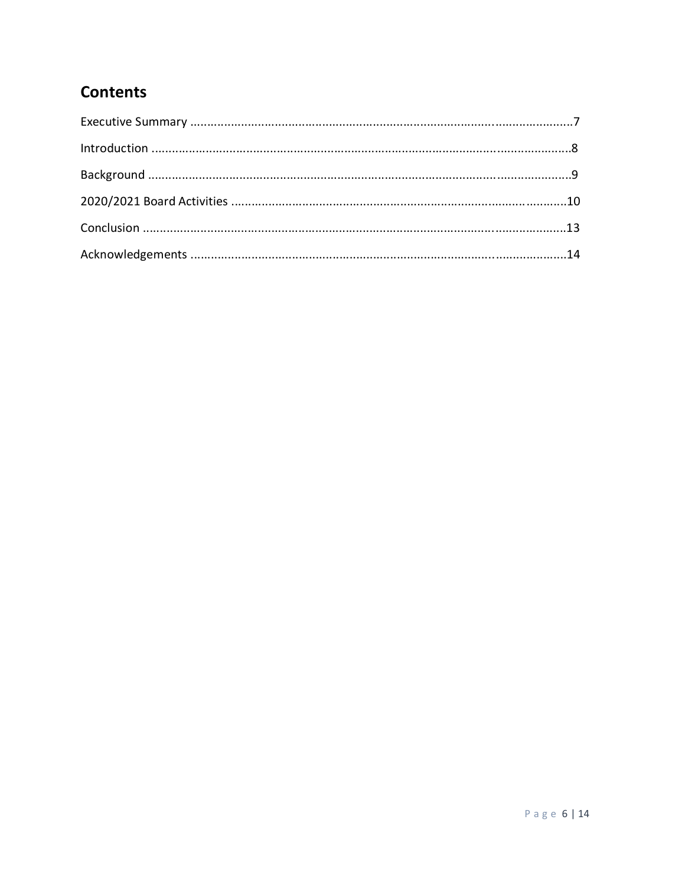## Contents

Executive Summary ........................................................................................................7

Introduction ..................................................................................................................8

Background ..................................................................................................................9

2020/2021 Board Activities ..........................................................................................10

Conclusion ..................................................................................................................13

Acknowledgements .....................................................................................................14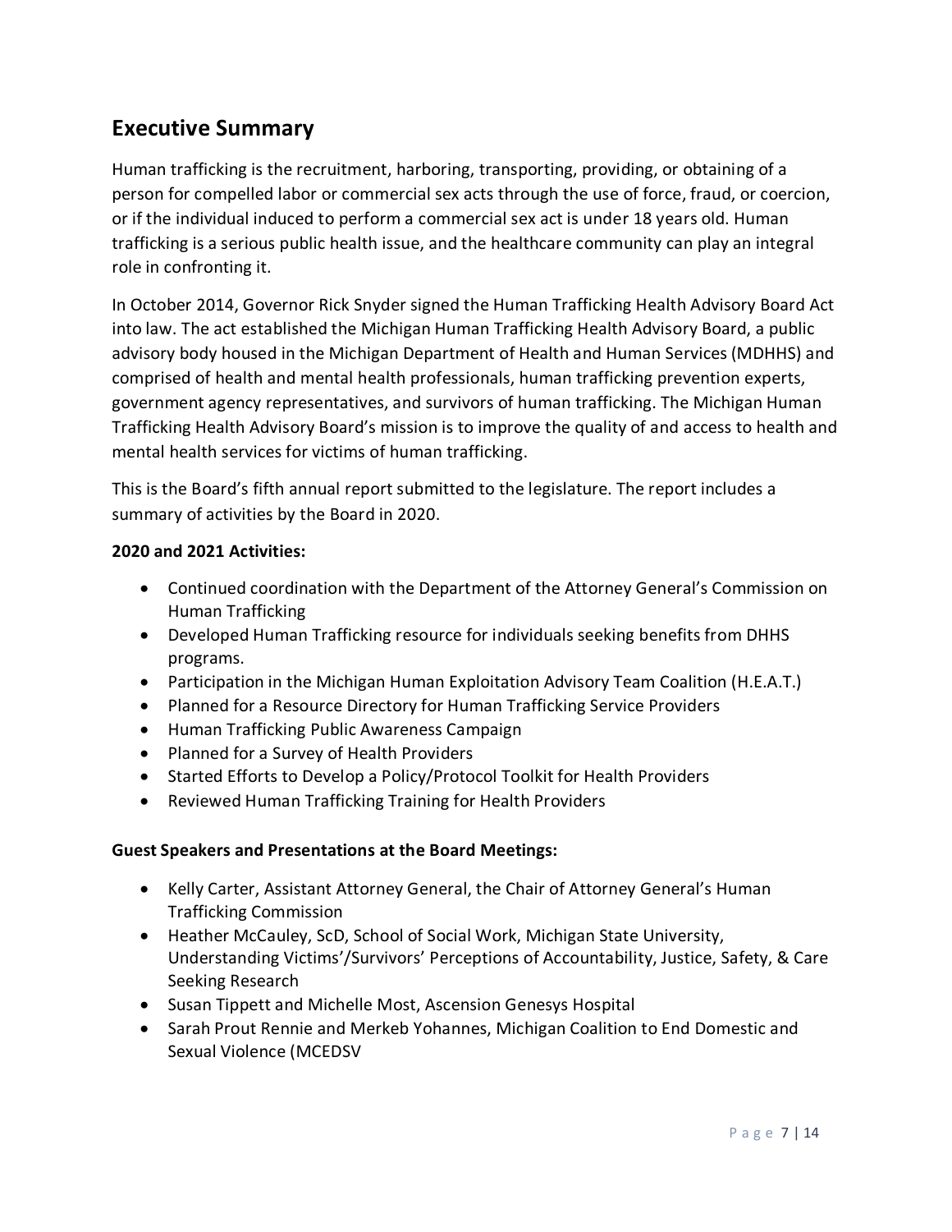## Executive Summary

Human trafficking is the recruitment, harboring, transporting, providing, or obtaining of a person for compelled labor or commercial sex acts through the use of force, fraud, or coercion, or if the individual induced to perform a commercial sex act is under 18 years old. Human trafficking is a serious public health issue, and the healthcare community can play an integral role in confronting it.

In October 2014, Governor Rick Snyder signed the Human Trafficking Health Advisory Board Act into law. The act established the Michigan Human Trafficking Health Advisory Board, a public advisory body housed in the Michigan Department of Health and Human Services (MDHHS) and comprised of health and mental health professionals, human trafficking prevention experts, government agency representatives, and survivors of human trafficking. The Michigan Human Trafficking Health Advisory Board's mission is to improve the quality of and access to health and mental health services for victims of human trafficking.

This is the Board's fifth annual report submitted to the legislature. The report includes a summary of activities by the Board in 2020.

**2020 and 2021 Activities:**

- Continued coordination with the Department of the Attorney General's Commission on Human Trafficking
- Developed Human Trafficking resource for individuals seeking benefits from DHHS programs.
- Participation in the Michigan Human Exploitation Advisory Team Coalition (H.E.A.T.)
- Planned for a Resource Directory for Human Trafficking Service Providers
- Human Trafficking Public Awareness Campaign
- Planned for a Survey of Health Providers
- Started Efforts to Develop a Policy/Protocol Toolkit for Health Providers
- Reviewed Human Trafficking Training for Health Providers

**Guest Speakers and Presentations at the Board Meetings:**

- Kelly Carter, Assistant Attorney General, the Chair of Attorney General's Human Trafficking Commission
- Heather McCauley, ScD, School of Social Work, Michigan State University, Understanding Victims'/Survivors' Perceptions of Accountability, Justice, Safety, & Care Seeking Research
- Susan Tippett and Michelle Most, Ascension Genesys Hospital
- Sarah Prout Rennie and Merkeb Yohannes, Michigan Coalition to End Domestic and Sexual Violence (MCEDSV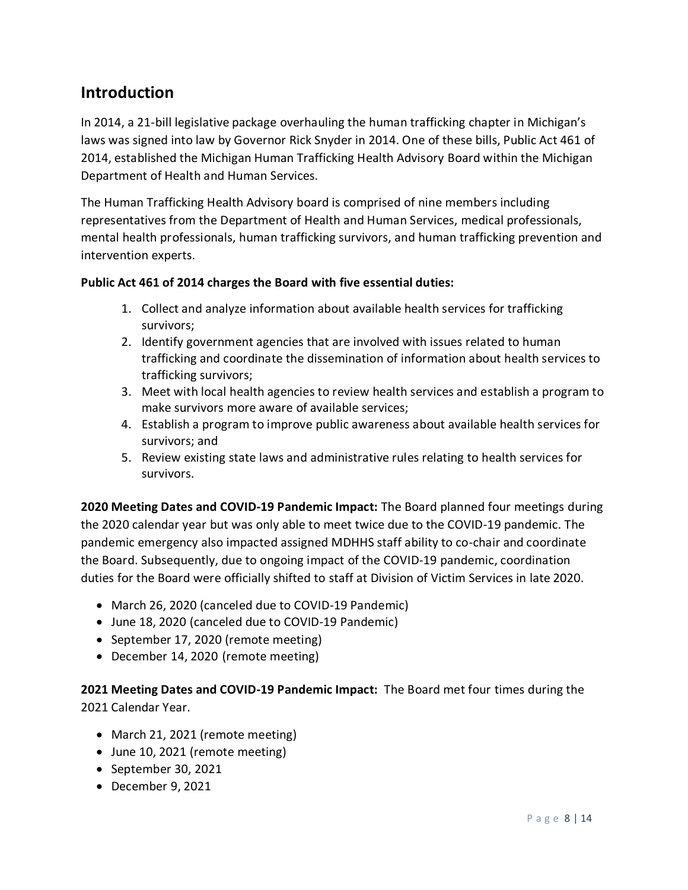## Introduction

In 2014, a 21-bill legislative package overhauling the human trafficking chapter in Michigan's laws was signed into law by Governor Rick Snyder in 2014. One of these bills, Public Act 461 of 2014, established the Michigan Human Trafficking Health Advisory Board within the Michigan Department of Health and Human Services.

The Human Trafficking Health Advisory board is comprised of nine members including representatives from the Department of Health and Human Services, medical professionals, mental health professionals, human trafficking survivors, and human trafficking prevention and intervention experts.

**Public Act 461 of 2014 charges the Board with five essential duties:**

1. Collect and analyze information about available health services for trafficking survivors;
2. Identify government agencies that are involved with issues related to human trafficking and coordinate the dissemination of information about health services to trafficking survivors;
3. Meet with local health agencies to review health services and establish a program to make survivors more aware of available services;
4. Establish a program to improve public awareness about available health services for survivors; and
5. Review existing state laws and administrative rules relating to health services for survivors.

**2020 Meeting Dates and COVID-19 Pandemic Impact:** The Board planned four meetings during the 2020 calendar year but was only able to meet twice due to the COVID-19 pandemic. The pandemic emergency also impacted assigned MDHHS staff ability to co-chair and coordinate the Board. Subsequently, due to ongoing impact of the COVID-19 pandemic, coordination duties for the Board were officially shifted to staff at Division of Victim Services in late 2020.

- March 26, 2020 (canceled due to COVID-19 Pandemic)
- June 18, 2020 (canceled due to COVID-19 Pandemic)
- September 17, 2020 (remote meeting)
- December 14, 2020 (remote meeting)

**2021 Meeting Dates and COVID-19 Pandemic Impact:** The Board met four times during the 2021 Calendar Year.

- March 21, 2021 (remote meeting)
- June 10, 2021 (remote meeting)
- September 30, 2021
- December 9, 2021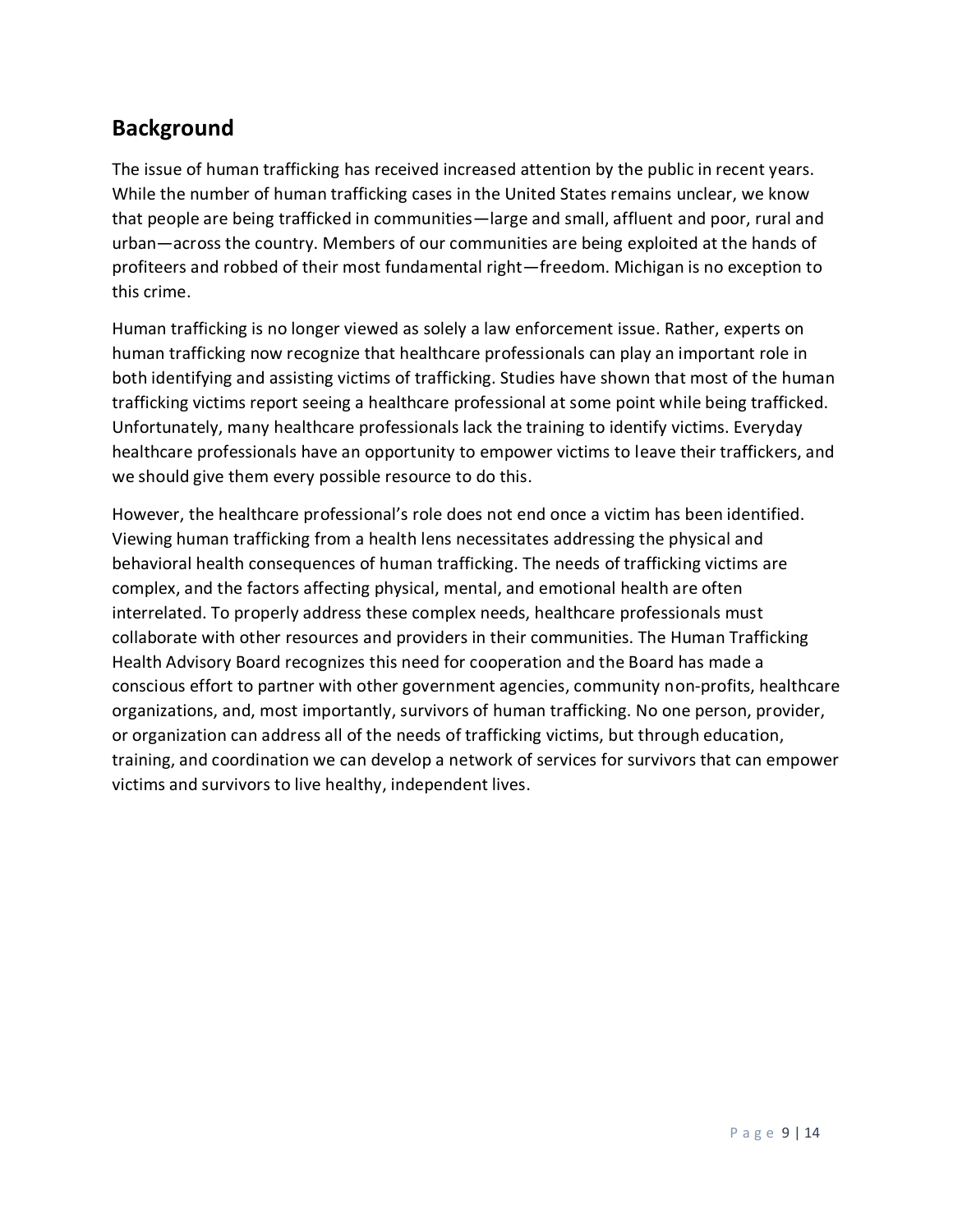## Background

The issue of human trafficking has received increased attention by the public in recent years. While the number of human trafficking cases in the United States remains unclear, we know that people are being trafficked in communities—large and small, affluent and poor, rural and urban—across the country. Members of our communities are being exploited at the hands of profiteers and robbed of their most fundamental right—freedom. Michigan is no exception to this crime.

Human trafficking is no longer viewed as solely a law enforcement issue. Rather, experts on human trafficking now recognize that healthcare professionals can play an important role in both identifying and assisting victims of trafficking. Studies have shown that most of the human trafficking victims report seeing a healthcare professional at some point while being trafficked. Unfortunately, many healthcare professionals lack the training to identify victims. Everyday healthcare professionals have an opportunity to empower victims to leave their traffickers, and we should give them every possible resource to do this.

However, the healthcare professional's role does not end once a victim has been identified. Viewing human trafficking from a health lens necessitates addressing the physical and behavioral health consequences of human trafficking. The needs of trafficking victims are complex, and the factors affecting physical, mental, and emotional health are often interrelated. To properly address these complex needs, healthcare professionals must collaborate with other resources and providers in their communities. The Human Trafficking Health Advisory Board recognizes this need for cooperation and the Board has made a conscious effort to partner with other government agencies, community non-profits, healthcare organizations, and, most importantly, survivors of human trafficking. No one person, provider, or organization can address all of the needs of trafficking victims, but through education, training, and coordination we can develop a network of services for survivors that can empower victims and survivors to live healthy, independent lives.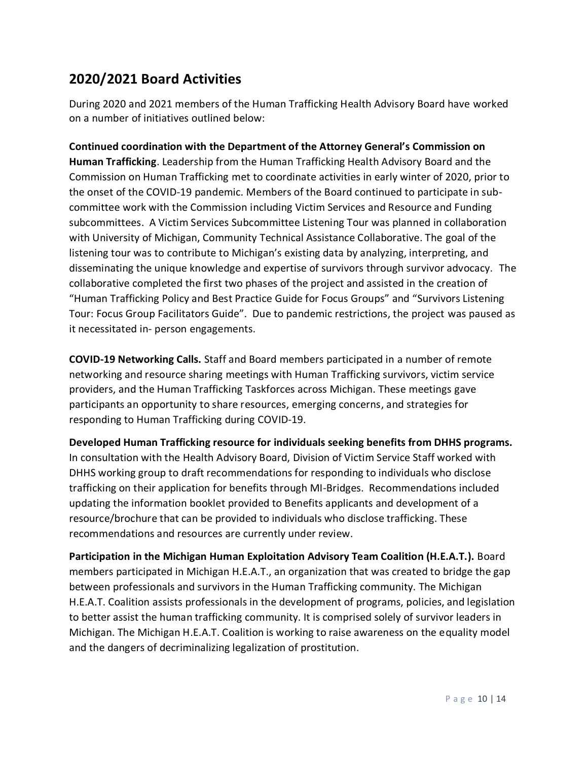## 2020/2021 Board Activities

During 2020 and 2021 members of the Human Trafficking Health Advisory Board have worked on a number of initiatives outlined below:

**Continued coordination with the Department of the Attorney General's Commission on Human Trafficking**. Leadership from the Human Trafficking Health Advisory Board and the Commission on Human Trafficking met to coordinate activities in early winter of 2020, prior to the onset of the COVID-19 pandemic. Members of the Board continued to participate in sub-committee work with the Commission including Victim Services and Resource and Funding subcommittees. A Victim Services Subcommittee Listening Tour was planned in collaboration with University of Michigan, Community Technical Assistance Collaborative. The goal of the listening tour was to contribute to Michigan's existing data by analyzing, interpreting, and disseminating the unique knowledge and expertise of survivors through survivor advocacy. The collaborative completed the first two phases of the project and assisted in the creation of "Human Trafficking Policy and Best Practice Guide for Focus Groups" and "Survivors Listening Tour: Focus Group Facilitators Guide". Due to pandemic restrictions, the project was paused as it necessitated in- person engagements.

**COVID-19 Networking Calls.** Staff and Board members participated in a number of remote networking and resource sharing meetings with Human Trafficking survivors, victim service providers, and the Human Trafficking Taskforces across Michigan. These meetings gave participants an opportunity to share resources, emerging concerns, and strategies for responding to Human Trafficking during COVID-19.

**Developed Human Trafficking resource for individuals seeking benefits from DHHS programs.** In consultation with the Health Advisory Board, Division of Victim Service Staff worked with DHHS working group to draft recommendations for responding to individuals who disclose trafficking on their application for benefits through MI-Bridges. Recommendations included updating the information booklet provided to Benefits applicants and development of a resource/brochure that can be provided to individuals who disclose trafficking. These recommendations and resources are currently under review.

**Participation in the Michigan Human Exploitation Advisory Team Coalition (H.E.A.T.).** Board members participated in Michigan H.E.A.T., an organization that was created to bridge the gap between professionals and survivors in the Human Trafficking community. The Michigan H.E.A.T. Coalition assists professionals in the development of programs, policies, and legislation to better assist the human trafficking community. It is comprised solely of survivor leaders in Michigan. The Michigan H.E.A.T. Coalition is working to raise awareness on the equality model and the dangers of decriminalizing legalization of prostitution.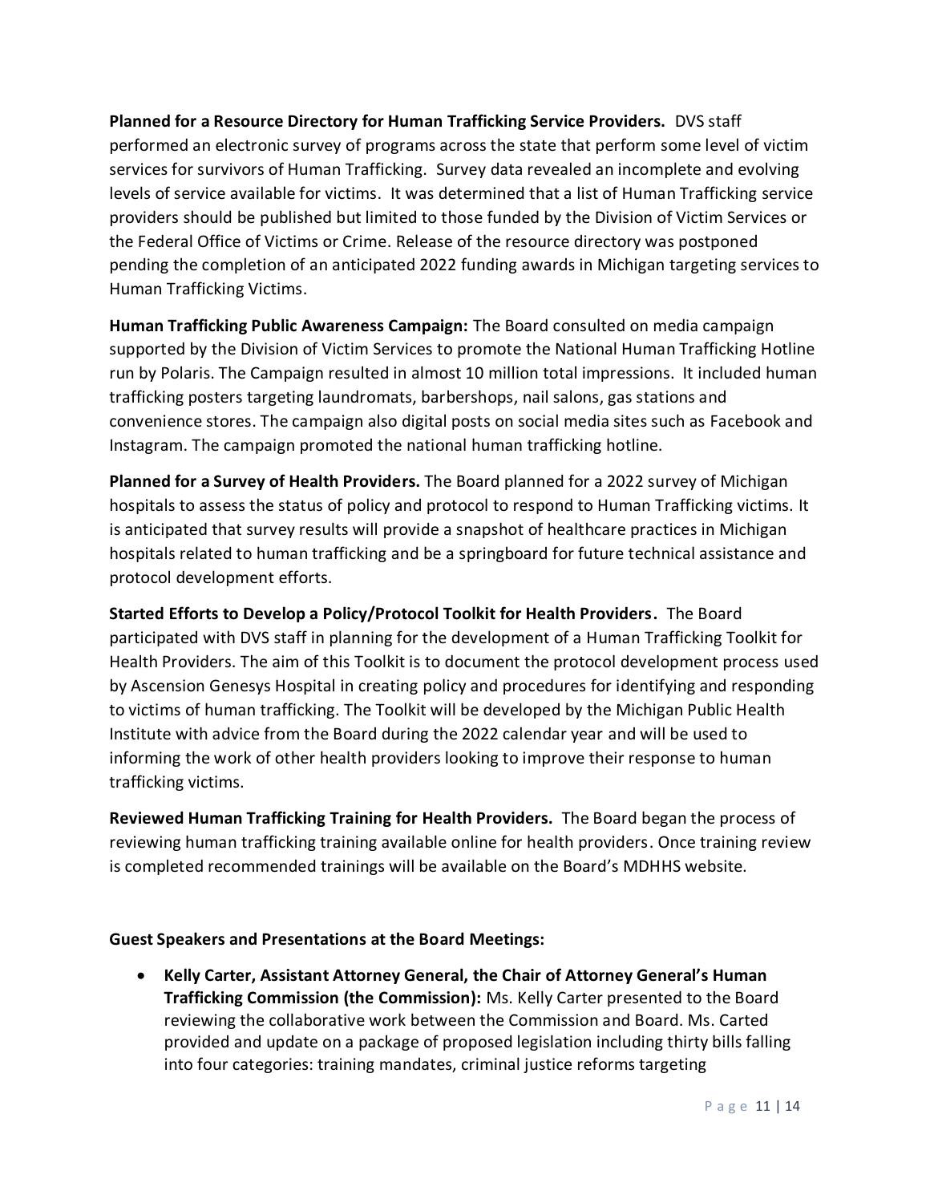**Planned for a Resource Directory for Human Trafficking Service Providers.** DVS staff performed an electronic survey of programs across the state that perform some level of victim services for survivors of Human Trafficking. Survey data revealed an incomplete and evolving levels of service available for victims. It was determined that a list of Human Trafficking service providers should be published but limited to those funded by the Division of Victim Services or the Federal Office of Victims or Crime. Release of the resource directory was postponed pending the completion of an anticipated 2022 funding awards in Michigan targeting services to Human Trafficking Victims.

**Human Trafficking Public Awareness Campaign:** The Board consulted on media campaign supported by the Division of Victim Services to promote the National Human Trafficking Hotline run by Polaris. The Campaign resulted in almost 10 million total impressions. It included human trafficking posters targeting laundromats, barbershops, nail salons, gas stations and convenience stores. The campaign also digital posts on social media sites such as Facebook and Instagram. The campaign promoted the national human trafficking hotline.

**Planned for a Survey of Health Providers.** The Board planned for a 2022 survey of Michigan hospitals to assess the status of policy and protocol to respond to Human Trafficking victims. It is anticipated that survey results will provide a snapshot of healthcare practices in Michigan hospitals related to human trafficking and be a springboard for future technical assistance and protocol development efforts.

**Started Efforts to Develop a Policy/Protocol Toolkit for Health Providers.** The Board participated with DVS staff in planning for the development of a Human Trafficking Toolkit for Health Providers. The aim of this Toolkit is to document the protocol development process used by Ascension Genesys Hospital in creating policy and procedures for identifying and responding to victims of human trafficking. The Toolkit will be developed by the Michigan Public Health Institute with advice from the Board during the 2022 calendar year and will be used to informing the work of other health providers looking to improve their response to human trafficking victims.

**Reviewed Human Trafficking Training for Health Providers.** The Board began the process of reviewing human trafficking training available online for health providers. Once training review is completed recommended trainings will be available on the Board's MDHHS website.

**Guest Speakers and Presentations at the Board Meetings:**

- **Kelly Carter, Assistant Attorney General, the Chair of Attorney General's Human Trafficking Commission (the Commission):** Ms. Kelly Carter presented to the Board reviewing the collaborative work between the Commission and Board. Ms. Carted provided and update on a package of proposed legislation including thirty bills falling into four categories: training mandates, criminal justice reforms targeting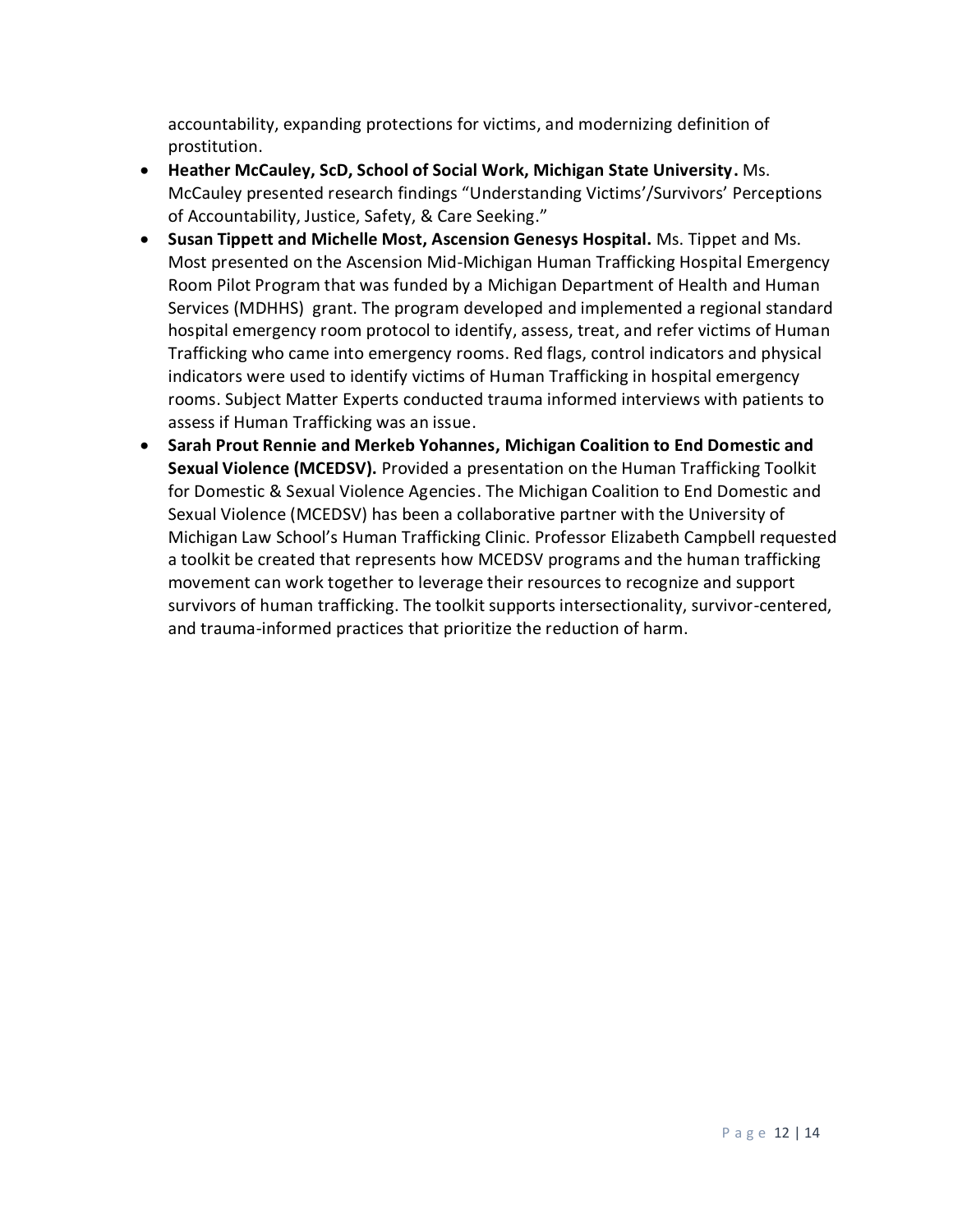accountability, expanding protections for victims, and modernizing definition of prostitution.

- **Heather McCauley, ScD, School of Social Work, Michigan State University.** Ms. McCauley presented research findings "Understanding Victims'/Survivors' Perceptions of Accountability, Justice, Safety, & Care Seeking."
- **Susan Tippett and Michelle Most, Ascension Genesys Hospital.** Ms. Tippet and Ms. Most presented on the Ascension Mid-Michigan Human Trafficking Hospital Emergency Room Pilot Program that was funded by a Michigan Department of Health and Human Services (MDHHS) grant. The program developed and implemented a regional standard hospital emergency room protocol to identify, assess, treat, and refer victims of Human Trafficking who came into emergency rooms. Red flags, control indicators and physical indicators were used to identify victims of Human Trafficking in hospital emergency rooms. Subject Matter Experts conducted trauma informed interviews with patients to assess if Human Trafficking was an issue.
- **Sarah Prout Rennie and Merkeb Yohannes, Michigan Coalition to End Domestic and Sexual Violence (MCEDSV).** Provided a presentation on the Human Trafficking Toolkit for Domestic & Sexual Violence Agencies. The Michigan Coalition to End Domestic and Sexual Violence (MCEDSV) has been a collaborative partner with the University of Michigan Law School's Human Trafficking Clinic. Professor Elizabeth Campbell requested a toolkit be created that represents how MCEDSV programs and the human trafficking movement can work together to leverage their resources to recognize and support survivors of human trafficking. The toolkit supports intersectionality, survivor-centered, and trauma-informed practices that prioritize the reduction of harm.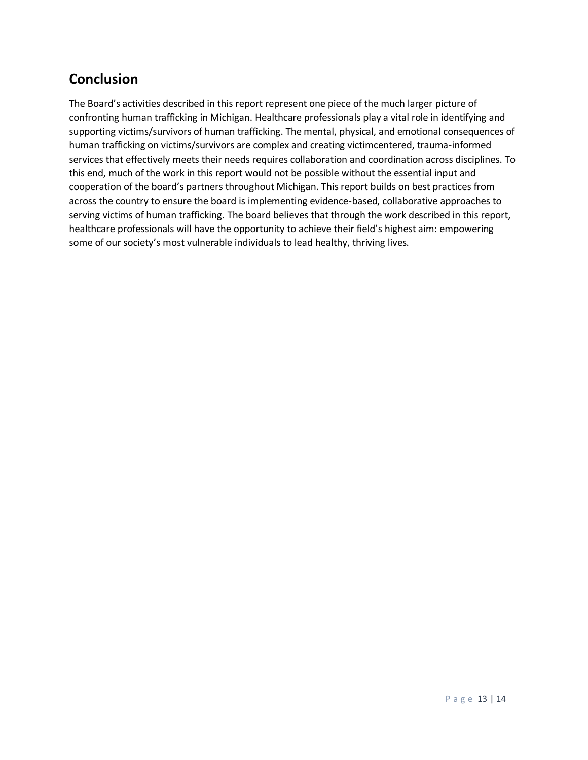## Conclusion

The Board's activities described in this report represent one piece of the much larger picture of confronting human trafficking in Michigan. Healthcare professionals play a vital role in identifying and supporting victims/survivors of human trafficking. The mental, physical, and emotional consequences of human trafficking on victims/survivors are complex and creating victimcentered, trauma-informed services that effectively meets their needs requires collaboration and coordination across disciplines. To this end, much of the work in this report would not be possible without the essential input and cooperation of the board's partners throughout Michigan. This report builds on best practices from across the country to ensure the board is implementing evidence-based, collaborative approaches to serving victims of human trafficking. The board believes that through the work described in this report, healthcare professionals will have the opportunity to achieve their field's highest aim: empowering some of our society's most vulnerable individuals to lead healthy, thriving lives.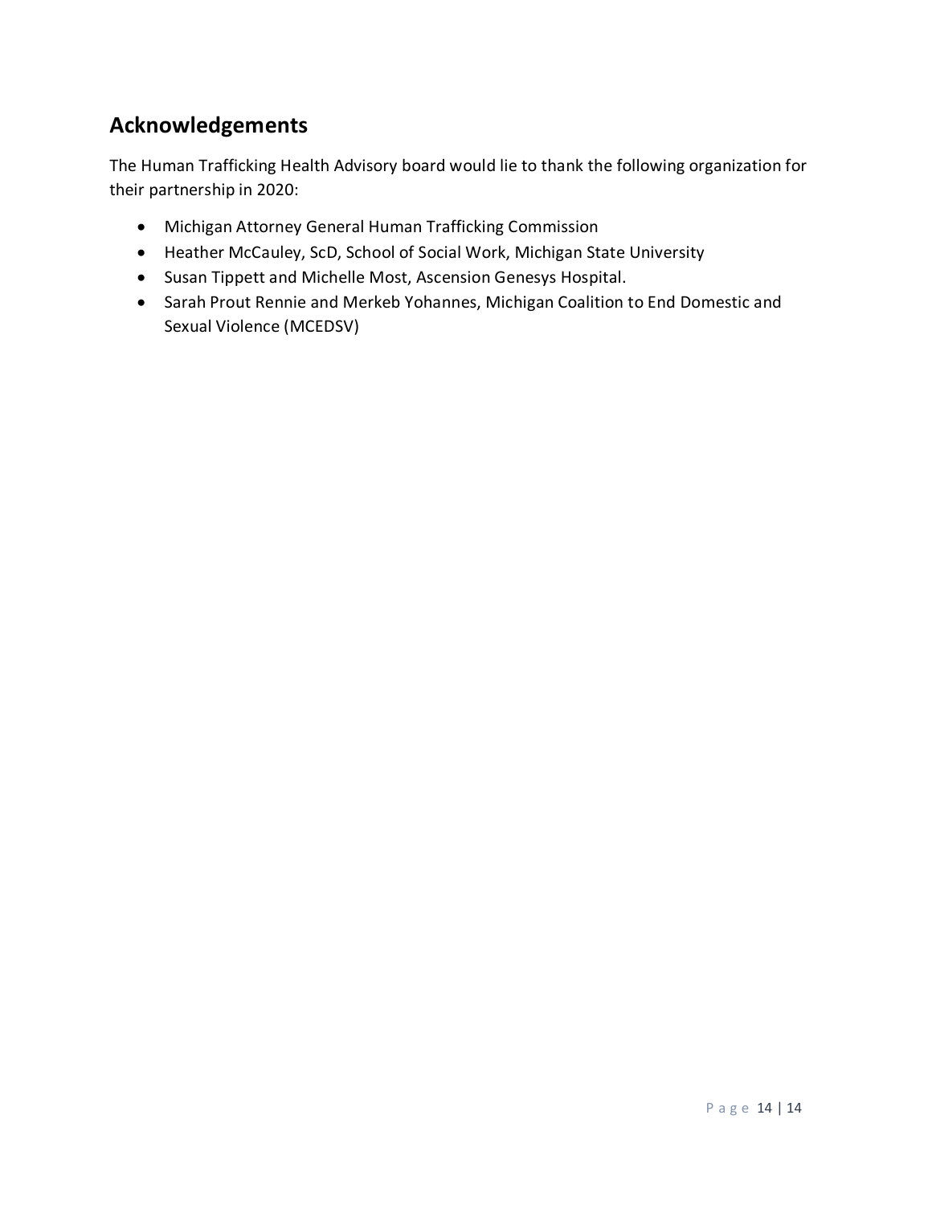## Acknowledgements

The Human Trafficking Health Advisory board would lie to thank the following organization for their partnership in 2020:

- Michigan Attorney General Human Trafficking Commission
- Heather McCauley, ScD, School of Social Work, Michigan State University
- Susan Tippett and Michelle Most, Ascension Genesys Hospital.
- Sarah Prout Rennie and Merkeb Yohannes, Michigan Coalition to End Domestic and Sexual Violence (MCEDSV)